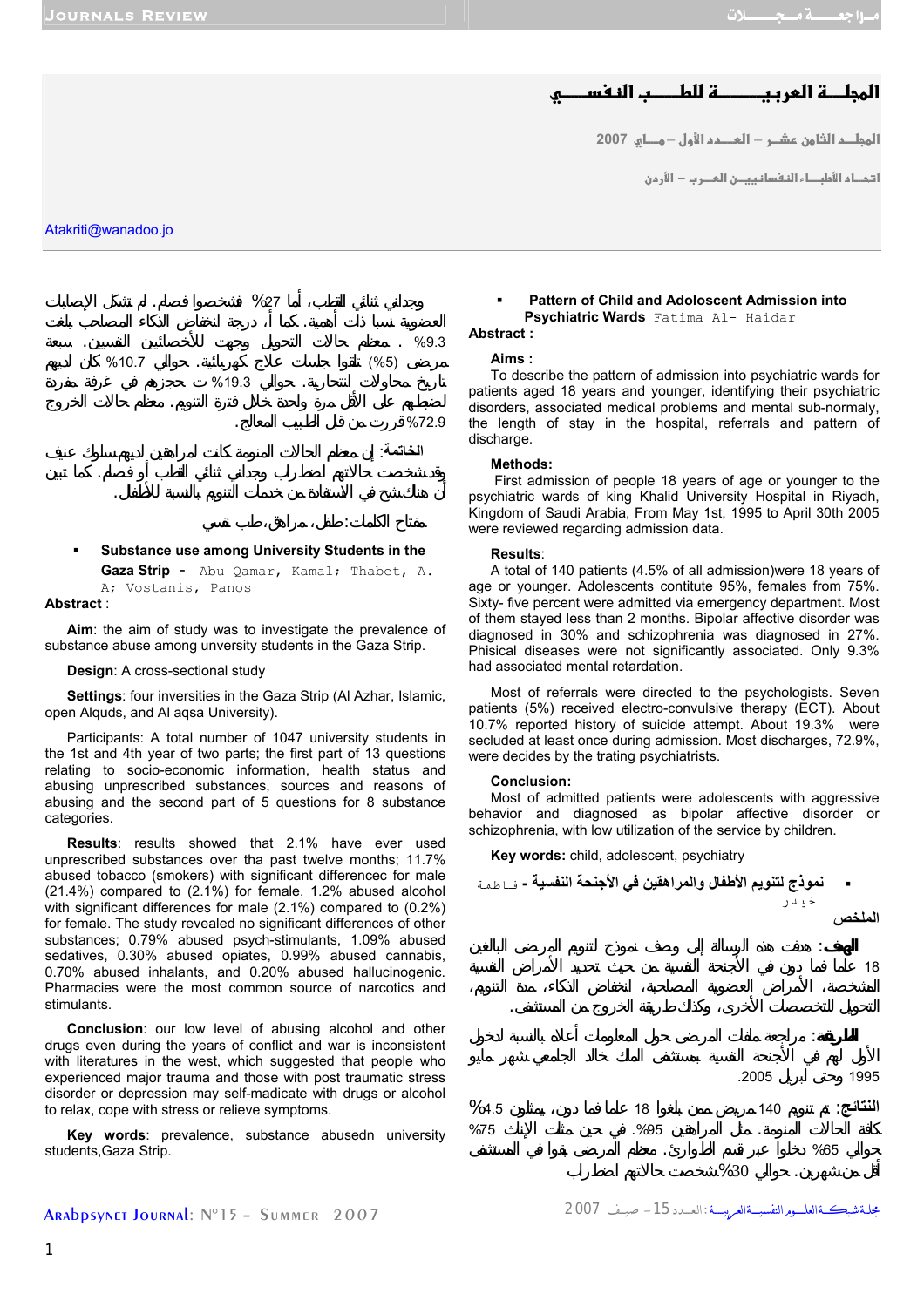# المجلــة العربيـــــــة للطـــــب النفســـي

المجلـــد الثامن عشــر – العـــدد الأول – مـــايو 2007

اتحـــاد الأطبـــاء النفسانييـــن العـــرب – الأردن

Atakriti@wanadoo.jo

- **Pattern of Child and Adoloscent Admission into Psychiatric Wards** Fatima Al- Haidar

**Abstract :**

**Aims :**

To describe the pattern of admission into psychiatric wards for patients aged 18 years and younger, identifying their psychiatric disorders, associated medical problems and mental sub-normaly, the length of stay in the hospital, referrals and pattern of discharge.

**Methods:**

First admission of people 18 years of age or younger to the psychiatric wards of king Khalid University Hospital in Riyadh, Kingdom of Saudi Arabia, From May 1st, 1995 to April 30th 2005 were reviewed regarding admission data.

**Results**:

A total of 140 patients (4.5% of all admission)were 18 years of age or younger. Adolescents contitute 95%, females from 75%. Sixty- five percent were admitted via emergency department. Most of them stayed less than 2 months. Bipolar affective disorder was diagnosed in 30% and schizophrenia was diagnosed in 27%. Phisical diseases were not significantly associated. Only 9.3% had associated mental retardation.

Most of referrals were directed to the psychologists. Seven patients (5%) received electro-convulsive therapy (ECT). About 10.7% reported history of suicide attempt. About 19.3% were secluded at least once during admission. Most discharges, 72.9%, were decides by the trating psychiatrists.

**Conclusion:**

Most of admitted patients were adolescents with aggressive behavior and diagnosed as bipolar affective disorder or schizophrenia, with low utilization of the service by children.

**Key words:** child, adolescent, psychiatry

- **نموذج لتنويم الأطفال والمراهقين في الأجنحة النفسية** - فـاطمة الحيـدر

**الملخص**

**الهدف**: هدفت هذه الرسالة إلى وصف نموذج لتنويم المرضى البالغين 18 عاما فما دون في الأجنحة النفسية من حيث تحديد الأمراض النفسية المشخصة، الأمراض العضوية المصاحبة، انخفاض الذكاء، مدة التنويم، التحويل للتخصصات الأخرى، وكذلك طريقة الخروج من المستشفى.

**الطريقة**: مراجعة ملفات المرضى حول المعلومات أعلاه بالنسبة لدخول الأول لهم في الأجنحة النفسية بمستشفى الملك خالد الجامعي من شهر مايو 1995 وحتى ابريل 2005.

**النتائج**: تم تنويم 140 مريض ممن بلغوا 18 عاما فما دون، يمثلون 4.5% كافة الحالات المنومة. مثل المراهقين 95%. في حين مثلت الإناث 75% حوالي 65% دخلوا عبر قسم الطوارئ. معظم المرضى بقوا في المستشفى أقل من شهرين. حوالي 30% شخصت حالاتهم اضطراب وجداني ثنائي القطب، أما 27% فشخصوا فصام. لم تشكل الإصابات العضوية نسبا ذات أهمية. كما أ، درجة انخفاض الذكاء المصاحب بلغت 9.3% . معظم حالات التحويل وجهت للأخصائيين النفسيين. سبعة مرضى (5%) تلقوا جلسات علاج كهربائية. حوالي 10.7% كان لديهم تاريخ محاولات انتحارية. حوالي 19.3% تم حجزهم في غرفة مفردة لضبطهم على الأقل مرة واحدة خلال فترة التنويم. معظم حالات الخروج 72.9% قررت من قبل الطبيب المعالج.

**الخاتمة**: إن معظم الحالات المنومة كانت لمراهقين لديهم سلوك عنيف وقد شخصت حالاتهم اضطراب وجداني ثنائي القطب أو فصام. كما تبين أن هناك شح في الاستفادة من خدمات التنويم بالنسبة للأطفال.

مفتاح الكلمات: طفل، مراهق، طب نفسي

- **Substance use among University Students in the Gaza Strip** - Abu Qamar, Kamal; Thabet, A. A; Vostanis, Panos

**Abstract** :

**Aim**: the aim of study was to investigate the prevalence of substance abuse among unversity students in the Gaza Strip.

**Design**: A cross-sectional study

**Settings**: four inversities in the Gaza Strip (Al Azhar, Islamic, open Alquds, and Al aqsa University).

Participants: A total number of 1047 university students in the 1st and 4th year of two parts; the first part of 13 questions relating to socio-economic information, health status and abusing unprescribed substances, sources and reasons of abusing and the second part of 5 questions for 8 substance categories.

**Results**: results showed that 2.1% have ever used unprescribed substances over tha past twelve months; 11.7% abused tobacco (smokers) with significant differencec for male (21.4%) compared to (2.1%) for female, 1.2% abused alcohol with significant differences for male (2.1%) compared to (0.2%) for female. The study revealed no significant differences of other substances; 0.79% abused psych-stimulants, 1.09% abused sedatives, 0.30% abused opiates, 0.99% abused cannabis, 0.70% abused inhalants, and 0.20% abused hallucinogenic. Pharmacies were the most common source of narcotics and stimulants.

**Conclusion**: our low level of abusing alcohol and other drugs even during the years of conflict and war is inconsistent with literatures in the west, which suggested that people who experienced major trauma and those with post traumatic stress disorder or depression may self-madicate with drugs or alcohol to relax, cope with stress or relieve symptoms.

**Key words**: prevalence, substance abusedn university students,Gaza Strip.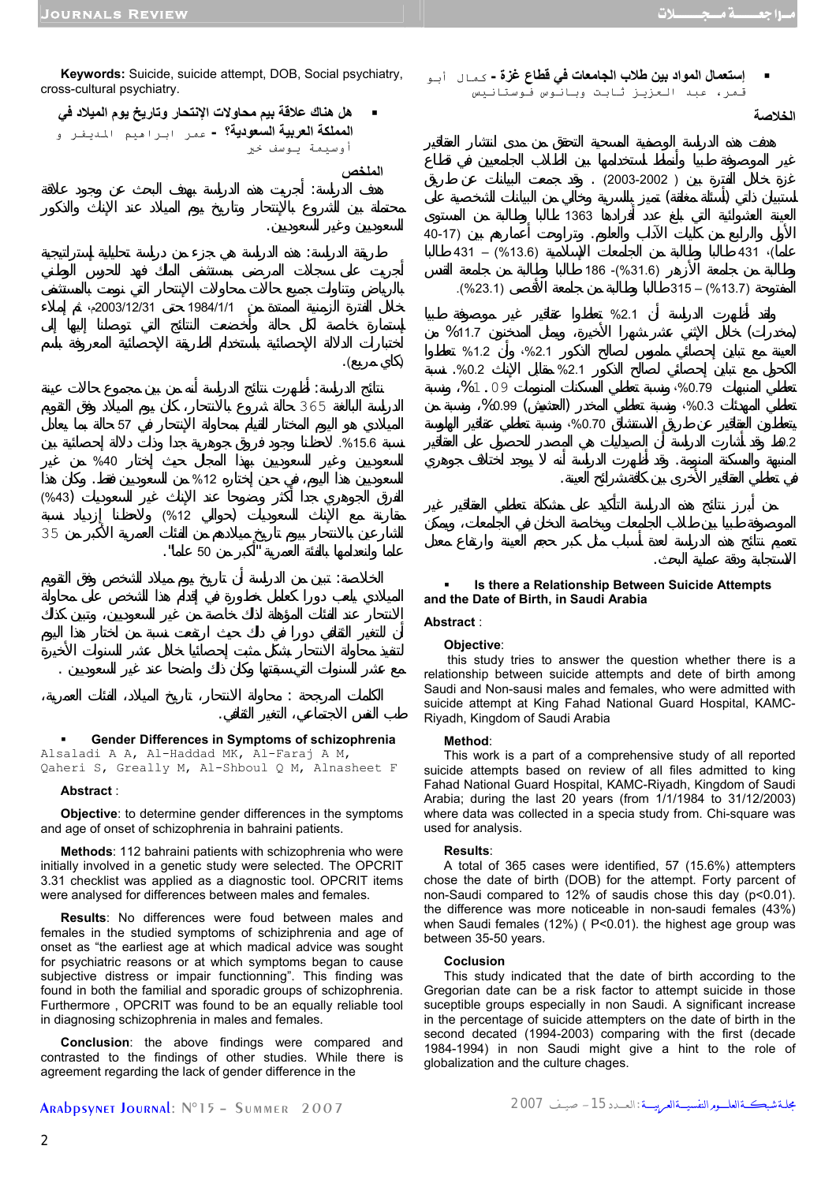- **إستعمال المواد بين طلاب الجامعات في قطاع غزة** - كمال أبو قمرء عبد العزيز ثابت وبانوس فوستانيس

**الخلاصة**

هدفت هذه الدراسة الوصفية المسحية التحقق من مدى انتشار العقاقير غير الموصوفة طبيا وأنماط إستخدامها بين الطلاب الجامعيين في قطاع غزة خلال الفترة بين ( 2002-2003) . وقد جمعت البيانات عن طريق إستبيان ذاتي (أسئلة مغلقة) تميز بالسرية وخالي من البيانات الشخصية على العينة العشوائية التي بلغ عدد أفرادها 1363 طالبا وطالبة من المستوى الأول والرابع من كليات الآداب والعلوم. وتراوحت أعمارهم بين (17-40 عاما)، 431 طالبا وطالبة من الجامعات الإسلامية (13.6%) – 431 طالبا (31.6%)- 186 طالبا وطالبة من جامعة الأزهر وطالبة من جامعة القدس المفتوحة (13.7%) – 315 طالبا وطالبة من جامعة الأقصى (23.1%).

وقد أظهرت الدراسة أن 2.1% تعاطوا عقاقير غير موصوفة طبيا (مخدرات) خلال الإثني عشر شهرا الأخيرة، ويمثل المدخنون 11.7% من العينة مع تباين إحصائي ملموس لصالح الذكور 2.1%، وأن 1.2% تعاطوا الكحول مع تباين إحصائي لصالح الذكور 2.1% مقابل الإناث 0.2%. نسبة تعاطي المنبهات 0.79%، ونسبة تعاطي المسكنات المنومة 1.09%، ونسبة تعاطي المهدئات 0.3%، ونسبة تعاطي المخدر (الحشيش) 0.99%، ونسبة من يتعاطون العقاقير عن طريق الاستنشاق 0.70%، ونسبة تعاطي عقاقير الهلوسة 0.2. هذا وقد أشارت الدراسة أن الصيدليات هي المصدر للحصول على العقاقير المنبهة والمسكنة المنومة. وقد أظهرت الدراسة أنه لا يوجد اختلاف جوهري في تعاطي العقاقير الأخرى بين كافة شرائح العينة.

من أبرز نتائج هذه الدراسة التأكيد على مشكلة تعاطي العقاقير غير الموصوفة طبيا بين طلاب الجامعات ومحاصة الدخان في الجامعات، ويمكن تعميم نتائج هذه الدراسة لعدة أسباب مثل كبر حجم العينة وارتفاع معدل الاستجابة ودقة عملية البحث.

- **Is there a Relationship Between Suicide Attempts and the Date of Birth, in Saudi Arabia**

**Abstract** :

**Objective**:
this study tries to answer the question whether there is a relationship between suicide attempts and dete of birth among Saudi and Non-sausi males and females, who were admitted with suicide attempt at King Fahad National Guard Hospital, KAMC-Riyadh, Kingdom of Saudi Arabia

**Method**:
This work is a part of a comprehensive study of all reported suicide attempts based on review of all files admitted to king Fahad National Guard Hospital, KAMC-Riyadh, Kingdom of Saudi Arabia; during the last 20 years (from 1/1/1984 to 31/12/2003) where data was collected in a specia study from. Chi-square was used for analysis.

**Results**:
A total of 365 cases were identified, 57 (15.6%) attempters chose the date of birth (DOB) for the attempt. Forty percent of non-Saudi compared to 12% of saudis chose this day (p<0.01). the difference was more noticeable in non-saudi females (43%) when Saudi females (12%) ( P<0.01). the highest age group was between 35-50 years.

**Coclusion**
This study indicated that the date of birth according to the Gregorian date can be a risk factor to attempt suicide in those suceptible groups especially in non Saudi. A significant increase in the percentage of suicide attempters on the date of birth in the second decated (1994-2003) comparing with the first (decade 1984-1994) in non Saudi might give a hint to the role of globalization and the culture chages.

**Keywords:** Suicide, suicide attempt, DOB, Social psychiatry, cross-cultural psychiatry.

- **هل هناك علاقة بين محاولات الإنتحار وتاريخ يوم الميلاد في المملكة العربية السعودية؟** - عمر ابراهيم المديفر و أوسيمة يوسف خير

**الملخص**

هدف الدراسة: أجريت هذه الدراسة بهدف البحث عن وجود علاقة محتملة بين الشروع بالإنتحار وتاريخ يوم الميلاد عند الإناث والذكور السعوديين وغير السعوديين.

طريقة الدراسة: هذه الدراسة هي جزء من دراسة تحليلية إستراتيجية أجريت على سجلات المرضى بمستشفى الملك فهد للحرس الوطني بالرياض وتناولت جميع حالات محاولات الإنتحار التي نومت بالمستشفى خلال الفترة الزمنية الممتدة من 1984/1/1 حتى 2003/12/31، تم إملاء إستمارة خاصة لكل حالة وأخضعت النتائج التي توصلنا إليها إلى اختبارات الدلالة الإحصائية بإستخدام الطريقة الإحصائية المعروفة بإسم (كاي مربع).

نتائج الدراسة: أظهرت نتائج الدراسة أنه من بين مجموع حالات عينة الدراسة البالغة 365 حالة شروع بالانتحار، كان يوم الميلاد وفق التقويم الميلادي هو اليوم المختار للقيام بمحاولة الإنتحار في 57 حالة بما يعادل نسبة 15.6%. لاحظنا وجود فروق جوهرية جدا وذات دلالة إحصائية بين السعوديين وغير السعوديين بهذا المجال حيث إختار 40% من غير السعوديين هذا اليوم، في حين إختاره 12% من السعوديين فقط. وكان هذا الفرق الجوهري جدا أكثر وضوحا عند الإناث غير السعوديات (43%) مقارنة مع الإناث السعوديات (حوالي 12%) ولاحظنا إزدياد نسبة الشارعين بالانتحار بيوم تاريخ ميلادهم من الفئات العمرية الأكبر من 35 عاما وانعدامها بالفئة العمرية "أكبر من 50 عاما".

الخلاصة: تبين من الدراسة أن تاريخ يوم ميلاد الشخص وفق التقويم الميلادي يلعب دورا كعامل خطورة في إقدام هذا الشخص على محاولة الإنتحار عند الفئات المؤهلة لذلك خاصة من غير السعوديين، وتبين كذلك أن للتغير الثقافي دورا في ذلك حيث ارتفعت نسبة من اختار هذا اليوم لتنفيذ محاولة الانتحار بشكل مثبت إحصائيا خلال عشر السنوات الأخيرة مع عشر السنوات التي سبقتها وكان ذلك واضحا عند غير السعوديين .

الكلمات المرجحة : محاولة الانتحار، تاريخ الميلاد، الفئات العمرية، طب النفس الاجتماعي، التغير الثقافي.

- **Gender Differences in Symptoms of schizophrenia**

Alsaladi A A, Al-Haddad MK, Al-Faraj A M, Qaheri S, Greally M, Al-Shboul Q M, Alnasheet F

**Abstract** :

**Objective**: to determine gender differences in the symptoms and age of onset of schizophrenia in bahraini patients.

**Methods**: 112 bahraini patients with schizophrenia who were initially involved in a genetic study were selected. The OPCRIT 3.31 checklist was applied as a diagnostic tool. OPCRIT items were analysed for differences between males and females.

**Results**: No differences were foud between males and females in the studied symptoms of schiziphrenia and age of onset as "the earliest age at which madical advice was sought for psychiatric reasons or at which symptoms began to cause subjective distress or impair functionning". This finding was found in both the familial and sporadic groups of schizophrenia. Furthermore , OPCRIT was found to be an equally reliable tool in diagnosing schizophrenia in males and females.

**Conclusion**: the above findings were compared and contrasted to the findings of other studies. While there is agreement regarding the lack of gender difference in the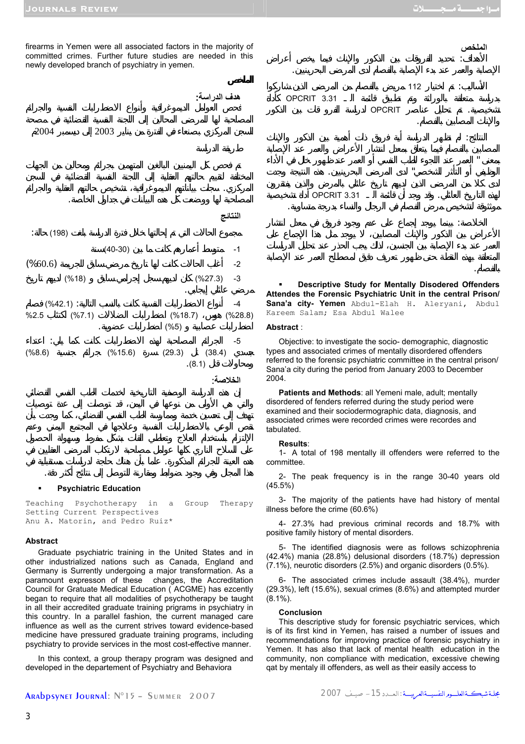الملخص

الأهداف: تحديد الفروقات بين الذكور والإناث فيما يخص أعراض الإصابة والعمر عند بدء الإصابة بالفصام لدى المرضى البحرينيين.

الأساليب: تم اختيار 112 مريض بالفصام من المرضى الذين شاركوا بدراسة متعلقة بالوراثة وتم تطبيق قائمة الـ OPCRIT 3.31 كأداة تشخيصية. تم تحليل عناصر OPCRIT لدراسة الفروقات بين الذكور والإناث المصابين بالفصام.

النتائج: لم تظهر الدراسة أية فروق ذات أهمية بين الذكور والإناث المصابين بالفصام فيما يتعلق بمعدل انتشار الأعراض والعمر عند الإصابة بمعنى " العمر عند اللجوء للطب النفسي أو العمر عند ظهور خلل في الأداء الوظيفي أو التأثر الشخصي" لدى المرضى البحرينيين. هذه النتيجة وجدت لدى كلا من المرضى الذين لديهم تاريخ عائلي بالمرض والذين يفتقرون لهذه التاريخ العائلي. وقد وجد أن قائمة الـ OPCRIT 3.31 أداة تشخيصية موثوقة لتشخيص مرض الفصام في الرجال والنساء بدرجة متساوية.

الخلاصة: بينما يوجد إجماع على عدم وجود فروق في معدل انتشار الأعراض بين الذكور والإناث المصابين، لا يوجد مثل هذا الإجماع على العمر عند بدء الإصابة بين الجنسين، لذلك يجب الحذر عند تحليل الدراسات المتعلقة بهذه النقطة حتى ظهور تعريف دقيق لمصطلح العمر عند الإصابة بالفصام.

- **Descriptive Study for Mentally Disodered Offenders Attendes the Forensic Psychiatric Unit in the central Prison/ Sana'a city- Yemen** Abdul-Elah H. Aleryani, Abdul Kareem Salam; Esa Abdul Walee

**Abstract** :

Objective: to investigate the socio- demographic, diagnostic types and associated crimes of mentally disordered offenders referred to the forensic psychiatric committee in the central prison/ Sana'a city during the period from January 2003 to December 2004.

**Patients and Methods**: all Yemeni male, adult; mentally disordered of fenders referred during the study period were examined and their sociodermographic data, diagnosis, and associated crimes were recorded crimes were recordes and tabulated.

**Results**:

1- A total of 198 mentally ill offenders were referred to the committee.

2- The peak frequency is in the range 30-40 years old (45.5%)

3- The majority of the patients have had history of mental illness before the crime (60.6%)

4- 27.3% had previous criminal records and 18.7% with positive family history of mental disorders.

5- The identified diagnosis were as follows schizophrenia (42.4%) mania (28.8%) delusional disorders (18.7%) depression (7.1%), neurotic disorders (2.5%) and organic disorders (0.5%).

6- The associated crimes include assault (38.4%), murder (29.3%), left (15.6%), sexual crimes (8.6%) and attempted murder (8.1%).

**Conclusion**

This descriptive study for forensic psychiatric services, which is of its first kind in Yemen, has raised a number of issues and recommendations for improving practice of forensic psychiatry in Yemen. It has also that lack of mental health education in the community, non compliance with medication, excessive chewing qat by mentally ill offenders, as well as their easily access to firearms in Yemen were all associated factors in the majority of committed crimes. Further future studies are needed in this newly developed branch of psychiatry in yemen.

**الملخص**

هدف الدراسة:

فحص العوامل الديموغرافية وأنواع الاضطرابات النفسية والجرائم المصاحبة لها للمرضى المحالين إلى اللجنة النفسية القضائية في مصحة السجن المركزي بصنعاء في الفترة من يناير 2003 إلى ديسمبر 2004م

طريقة الدراسة

تم فحص كل اليمنيين البالغين المتهمين بجرائم ومحالين من الجهات المختلفة لتقييم حالتهم العقلية إلى اللجنة النفسية القضائية في السجن المركزي. سجلت بياناتهم الديموغرافية، تشخيص حالتهم العقلية والجرائم المصاحبة لها ووضعت كل هذه البيانات في جداول الخاصة.

النتائج

مجموع الحالات التي تم إحالتها خلال فترة الدراسة بلغت (198) حالة:

1- متوسط أعمارهم كانت ما بين (30-40)سنة

2- أغلب الحالات كانت لها تاريخ مرضي سابق للجريمة (60.6%)

3- (27.3%) كان لديهم سجل إجرامي سابق و (18%) لديهم تاريخ مرضي عائلي إيجابي.

4- أنواع الاضطرابات النفسية كانت بالنسب التالية: (42.1%) فصام (28.8%) هوس، (18.7%) اضطرابات الضلالات (7.1%) اكتئاب 2.5% اضطرابات عصابية و (5%) اضطرابات عضوية.

5- الجرائم المصاحبة لهذه الاضطرابات كانت كما يلي: اعتداء جسدي (38.4) قتل (29.3) سرقة (15.6%) جرائم جنسية (8.6%) ومحاولات قتل (8.1).

الخلاصة:

إن هذه الدراسة الوصفية التاريخية لخدمات الطب النفسي القضائي والتي هي الأولى من نوعها في اليمن، قد توصلت إلى عدة توصيات تهدف إلى تحسين خدمة وممارسة الطب النفسي القضائي، كما وجدت بأن نقص الوعي بالاضطرابات النفسية وعلاجها في المجتمع اليمني وعدم الإلتزام باستخدام العلاج وتعاطي القات بشكل مفرط وسهولة الحصول على السلاح الناري كلها عوامل مصاحبة لارتكاب المرضى العقليين في هذه العينة للجرائم المذكورة. علما بأن هناك حاجة لدراسات مستقبلية في هذا المجال وفي وجود ضوابط ومقارنة للتوصل إلى نتائج أكثر دقة.

- **Psychiatric Education**

Teaching Psychotherapy in a Group Therapy Setting Current Perspectives
Anu A. Matorin, and Pedro Ruiz*

**Abstract**

Graduate psychiatric training in the United States and in other industrialized nations such as Canada, England and Germany is Surrently undergoing a major transformation. As a paramount expression of these changes, the Accreditation Council for Gratuate Medical Education ( ACGME) has ezcently began to require that all modalities of psychotherapy be taught in all their accredited graduate training prigrams in psychiatry in this country. In a parallel fashion, the current managed care influence as well as the current strives toward evidence-based medicine have pressured graduate training programs, including psychiatry to provide services in the most cost-effective manner.

In this context, a group therapy program was designed and developed in the departement of Psychiatry and Behaviora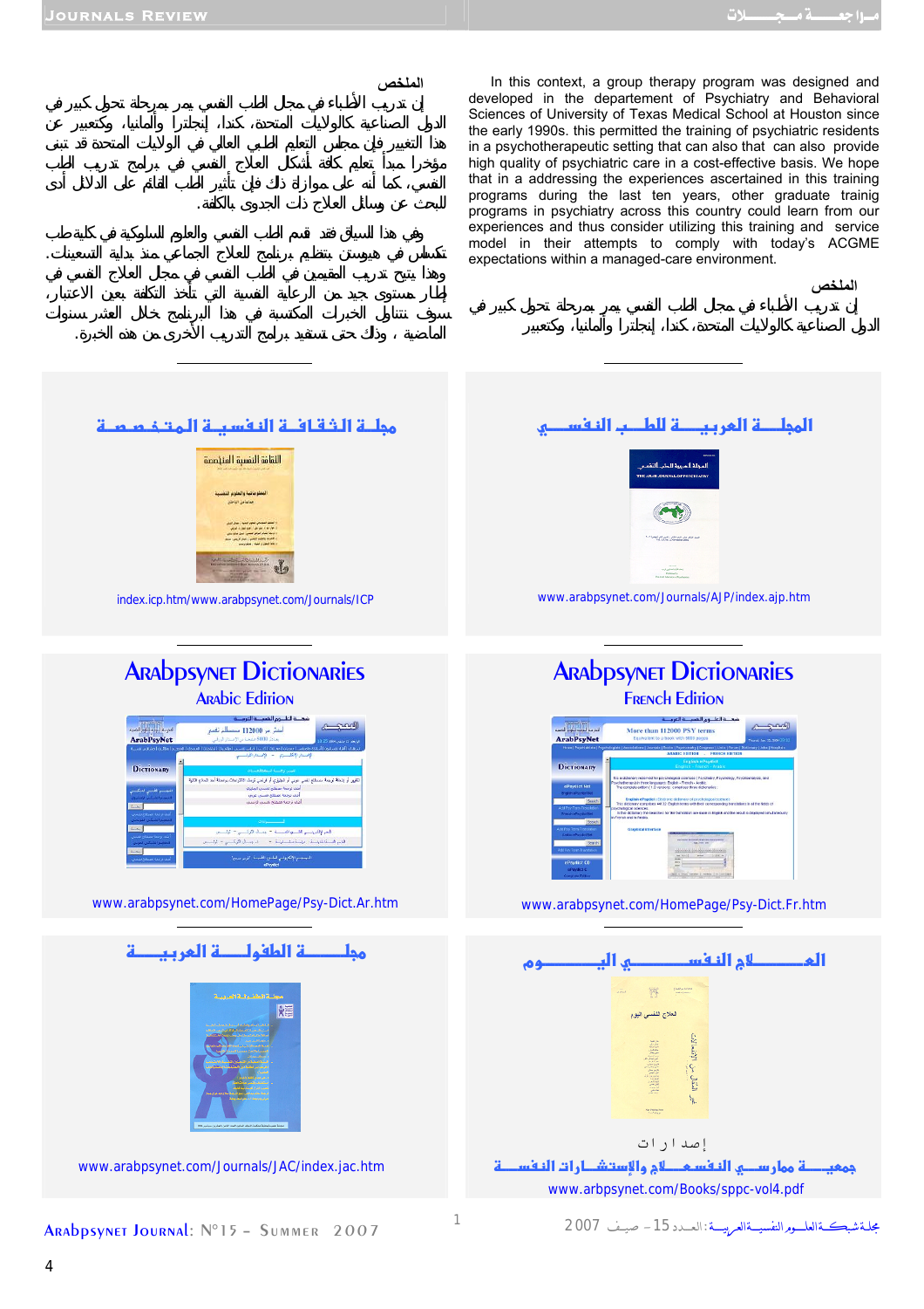In this context, a group therapy program was designed and developed in the departement of Psychiatry and Behavioral Sciences of University of Texas Medical School at Houston since the early 1990s. this permitted the training of psychiatric residents in a psychotherapeutic setting that can also that can also provide high quality of psychiatric care in a cost-effective basis. We hope that in addressing the experiences ascertained in this training programs during the last ten years, other graduate trainig programs in psychiatry across this country could learn from our experiences and thus consider utilizing this training and service model in their attempts to comply with today's ACGME expectations within a managed-care environment.

الملخص

إن تدريب الأطباء في مجال الطب النفسي يمر بمرحلة تحول كبير في الدول الصناعية كالولايات المتحدة، كندا، إنجلترا وألمانيا، وكمثير عن

الملخص

إن تدريب الأطباء في مجال الطب النفسي يمر بمرحلة تحول كبير في الدول الصناعية كالولايات المتحدة، كندا، إنجلترا وألمانيا، وكتعبير عن هذا التغيير فإن مجلس التعليم الطبي العالي في الولايات المتحدة قد تبنى مؤخرا مبدأ تعليم كافة أشكال العلاج النفسي في برامج تدريب الطب النفسي، كما أنه على موازاة ذلك فإن تأثير الطب القائم على الدلائل أدى للبحث عن وسائل العلاج ذات الجدوى بالكلفة.

وفي هذا السياق فقد قسم الطب النفسي والعلوم السلوكية في كلية طب تكساس في هيوستن بتنظيم برنامج للعلاج الجماعي منذ بداية التسعينات. وهذا يتيح تدريب المقيمين في الطب النفسي في مجال العلاج النفسي في إطار مستوى جيد من الرعاية النفسية التي تأخذ الكلفة بعين الاعتبار، سوف نتناول الخبرات المكتسبة في هذا البرنامج خلال العشر سنوات الماضية ، وذلك حتى تستفيد برامج التدريب الأخرى من هذه الخبرة.

## المجلـــة العربيـــة للطـــب النفســـي

www.arabpsynet.com/Journals/AJP/index.ajp.htm

## مجلة الثقافة النفسية المتخصصة

index.icp.htm/www.arabpsynet.com/Journals/ICP

## Arabpsynet Dictionaries

### French Edition

www.arabpsynet.com/HomePage/Psy-Dict.Fr.htm

## Arabpsynet Dictionaries

### Arabic Edition

www.arabpsynet.com/HomePage/Psy-Dict.Ar.htm

## العـــلاج النفســـي اليـــوم

إصدارات

جمعيـــة ممارســـي العـــلاج النفســـي والإستشـــارات النفسيـــة

www.arbpsynet.com/Books/sppc-vol4.pdf

## مجلـــة الطفولـــة العربيـــة

www.arabpsynet.com/Journals/JAC/index.jac.htm